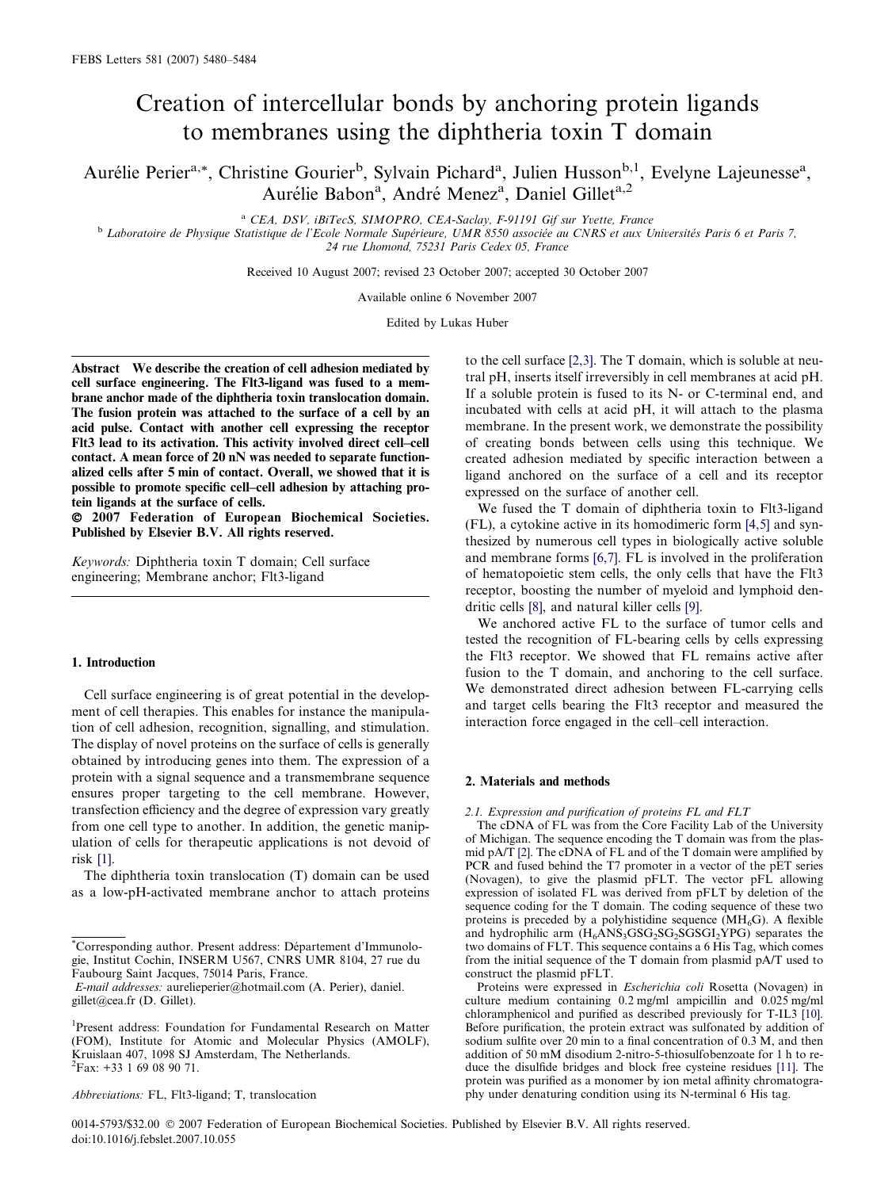# Creation of intercellular bonds by anchoring protein ligands to membranes using the diphtheria toxin T domain

Aurélie Perier[a,*], Christine Gourier[b], Sylvain Pichard[a], Julien Husson[b,1], Evelyne Lajeunesse[a], Aurélie Babon[a], André Menez[a], Daniel Gillet[a,2]

[a] CEA, DSV, iBiTecS, SIMOPRO, CEA-Saclay, F-91191 Gif sur Yvette, France

[b] Laboratoire de Physique Statistique de l'Ecole Normale Supérieure, UMR 8550 associée au CNRS et aux Universités Paris 6 et Paris 7, 24 rue Lhomond, 75231 Paris Cedex 05, France

Received 10 August 2007; revised 23 October 2007; accepted 30 October 2007

Available online 6 November 2007

Edited by Lukas Huber

**Abstract** We describe the creation of cell adhesion mediated by cell surface engineering. The Flt3-ligand was fused to a membrane anchor made of the diphtheria toxin translocation domain. The fusion protein was attached to the surface of a cell by an acid pulse. Contact with another cell expressing the receptor Flt3 lead to its activation. This activity involved direct cell–cell contact. A mean force of 20 nN was needed to separate functionalized cells after 5 min of contact. Overall, we showed that it is possible to promote specific cell–cell adhesion by attaching protein ligands at the surface of cells.
© 2007 Federation of European Biochemical Societies. Published by Elsevier B.V. All rights reserved.

*Keywords:* Diphtheria toxin T domain; Cell surface engineering; Membrane anchor; Flt3-ligand

## 1. Introduction

Cell surface engineering is of great potential in the development of cell therapies. This enables for instance the manipulation of cell adhesion, recognition, signalling, and stimulation. The display of novel proteins on the surface of cells is generally obtained by introducing genes into them. The expression of a protein with a signal sequence and a transmembrane sequence ensures proper targeting to the cell membrane. However, transfection efficiency and the degree of expression vary greatly from one cell type to another. In addition, the genetic manipulation of cells for therapeutic applications is not devoid of risk [1].

The diphtheria toxin translocation (T) domain can be used as a low-pH-activated membrane anchor to attach proteins to the cell surface [2,3]. The T domain, which is soluble at neutral pH, inserts itself irreversibly in cell membranes at acid pH. If a soluble protein is fused to its N- or C-terminal end, and incubated with cells at acid pH, it will attach to the plasma membrane. In the present work, we demonstrate the possibility of creating bonds between cells using this technique. We created adhesion mediated by specific interaction between a ligand anchored on the surface of a cell and its receptor expressed on the surface of another cell.

We fused the T domain of diphtheria toxin to Flt3-ligand (FL), a cytokine active in its homodimeric form [4,5] and synthesized by numerous cell types in biologically active soluble and membrane forms [6,7]. FL is involved in the proliferation of hematopoietic stem cells, the only cells that have the Flt3 receptor, boosting the number of myeloid and lymphoid dendritic cells [8], and natural killer cells [9].

We anchored active FL to the surface of tumor cells and tested the recognition of FL-bearing cells by cells expressing the Flt3 receptor. We showed that FL remains active after fusion to the T domain, and anchoring to the cell surface. We demonstrated direct adhesion between FL-carrying cells and target cells bearing the Flt3 receptor and measured the interaction force engaged in the cell–cell interaction.

## 2. Materials and methods

### 2.1. Expression and purification of proteins FL and FLT

The cDNA of FL was from the Core Facility Lab of the University of Michigan. The sequence encoding the T domain was from the plasmid pA/T [2]. The cDNA of FL and of the T domain were amplified by PCR and fused behind the T7 promoter in a vector of the pET series (Novagen), to give the plasmid pFLT. The vector pFL allowing expression of isolated FL was derived from pFLT by deletion of the sequence coding for the T domain. The coding sequence of these two proteins is preceded by a polyhistidine sequence ($MH_6G$). A flexible and hydrophilic arm ($H_6ANS_3GSG_2SG_2SGSGI_2YPG$) separates the two domains of FLT. This sequence contains a 6 His Tag, which comes from the initial sequence of the T domain from plasmid pA/T used to construct the plasmid pFLT.

Proteins were expressed in *Escherichia coli* Rosetta (Novagen) in culture medium containing 0.2 mg/ml ampicillin and 0.025 mg/ml chloramphenicol and purified as described previously for T-IL3 [10]. Before purification, the protein extract was sulfonated by addition of sodium sulfite over 20 min to a final concentration of 0.3 M, and then addition of 50 mM disodium 2-nitro-5-thiosulfobenzoate for 1 h to reduce the disulfide bridges and block free cysteine residues [11]. The protein was purified as a monomer by ion metal affinity chromatography under denaturing condition using its N-terminal 6 His tag.

*Corresponding author. Present address: Département d'Immunologie, Institut Cochin, INSERM U567, CNRS UMR 8104, 27 rue du Faubourg Saint Jacques, 75014 Paris, France.
*E-mail addresses:* aurelieperier@hotmail.com (A. Perier), daniel.gillet@cea.fr (D. Gillet).

[1] Present address: Foundation for Fundamental Research on Matter (FOM), Institute for Atomic and Molecular Physics (AMOLF), Kruislaan 407, 1098 SJ Amsterdam, The Netherlands.
[2] Fax: +33 1 69 08 90 71.

*Abbreviations:* FL, Flt3-ligand; T, translocation

0014-5793/$32.00 © 2007 Federation of European Biochemical Societies. Published by Elsevier B.V. All rights reserved.
doi:10.1016/j.febslet.2007.10.055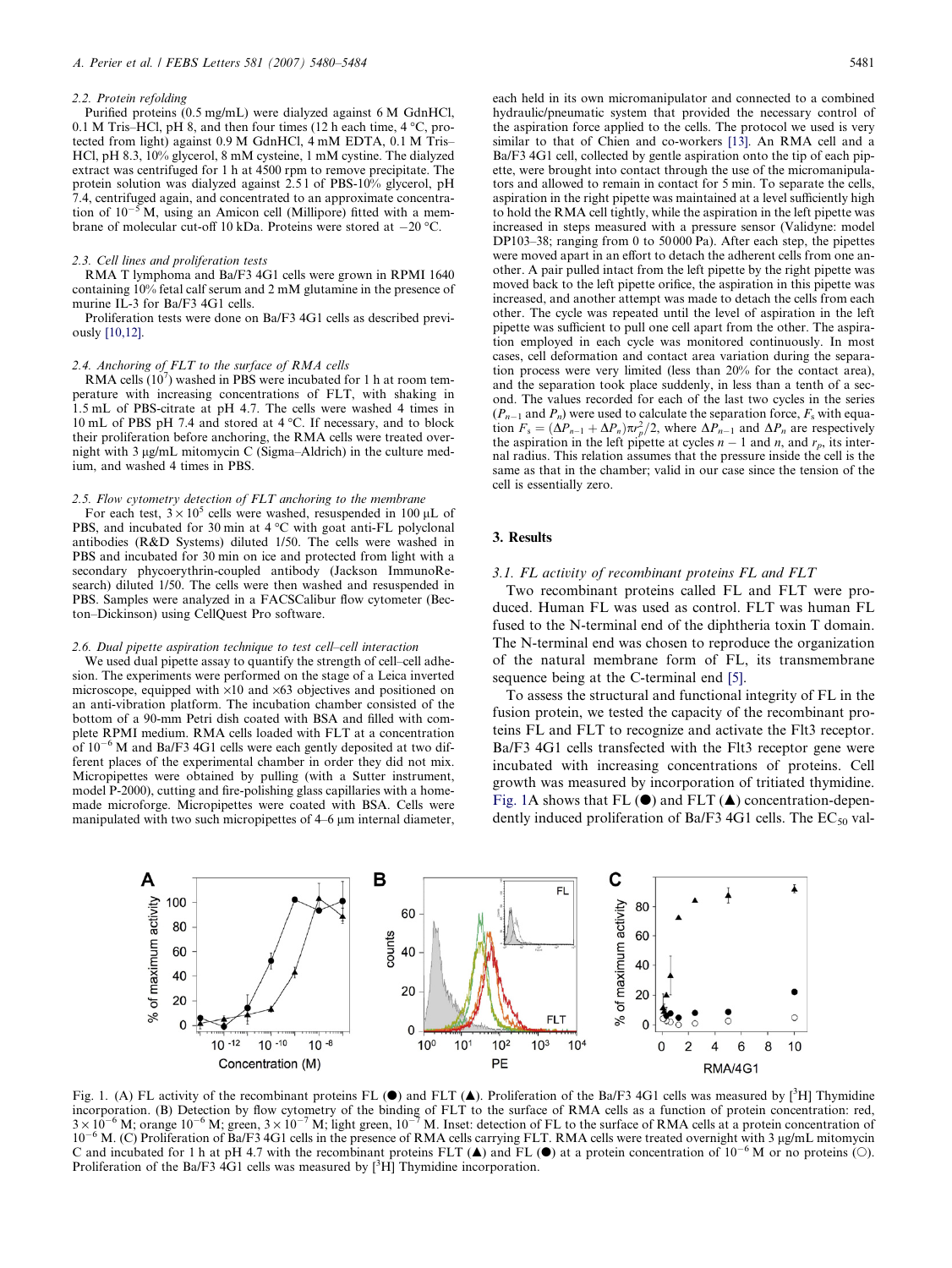### 2.2. Protein refolding

Purified proteins (0.5 mg/mL) were dialyzed against 6 M GdnHCl, 0.1 M Tris–HCl, pH 8, and then four times (12 h each time, 4 °C, protected from light) against 0.9 M GdnHCl, 4 mM EDTA, 0.1 M Tris–HCl, pH 8.3, 10% glycerol, 8 mM cysteine, 1 mM cystine. The dialyzed extract was centrifuged for 1 h at 4500 rpm to remove precipitate. The protein solution was dialyzed against 2.5 l of PBS-10% glycerol, pH 7.4, centrifuged again, and concentrated to an approximate concentration of $10^{-5}$ M, using an Amicon cell (Millipore) fitted with a membrane of molecular cut-off 10 kDa. Proteins were stored at −20 °C.

### 2.3. Cell lines and proliferation tests

RMA T lymphoma and Ba/F3 4G1 cells were grown in RPMI 1640 containing 10% fetal calf serum and 2 mM glutamine in the presence of murine IL-3 for Ba/F3 4G1 cells.

Proliferation tests were done on Ba/F3 4G1 cells as described previously [10,12].

### 2.4. Anchoring of FLT to the surface of RMA cells

RMA cells ($10^7$) washed in PBS were incubated for 1 h at room temperature with increasing concentrations of FLT, with shaking in 1.5 mL of PBS-citrate at pH 4.7. The cells were washed 4 times in 10 mL of PBS pH 7.4 and stored at 4 °C. If necessary, and to block their proliferation before anchoring, the RMA cells were treated overnight with 3 μg/mL mitomycin C (Sigma–Aldrich) in the culture medium, and washed 4 times in PBS.

### 2.5. Flow cytometry detection of FLT anchoring to the membrane

For each test, $3 \times 10^5$ cells were washed, resuspended in 100 μL of PBS, and incubated for 30 min at 4 °C with goat anti-FL polyclonal antibodies (R&D Systems) diluted 1/50. The cells were washed in PBS and incubated for 30 min on ice and protected from light with a secondary phycoerythrin-coupled antibody (Jackson ImmunoResearch) diluted 1/50. The cells were then washed and resuspended in PBS. Samples were analyzed in a FACSCalibur flow cytometer (Becton–Dickinson) using CellQuest Pro software.

### 2.6. Dual pipette aspiration technique to test cell–cell interaction

We used dual pipette assay to quantify the strength of cell–cell adhesion. The experiments were performed on the stage of a Leica inverted microscope, equipped with ×10 and ×63 objectives and positioned on an anti-vibration platform. The incubation chamber consisted of the bottom of a 90-mm Petri dish coated with BSA and filled with complete RPMI medium. RMA cells loaded with FLT at a concentration of $10^{-6}$ M and Ba/F3 4G1 cells were each gently deposited at two different places of the experimental chamber in order they did not mix. Micropipettes were obtained by pulling (with a Sutter instrument, model P-2000), cutting and fire-polishing glass capillaries with a homemade microforge. Micropipettes were coated with BSA. Cells were manipulated with two such micropipettes of 4–6 μm internal diameter, each held in its own micromanipulator and connected to a combined hydraulic/pneumatic system that provided the necessary control of the aspiration force applied to the cells. The protocol we used is very similar to that of Chien and co-workers [13]. An RMA cell and a Ba/F3 4G1 cell, collected by gentle aspiration onto the tip of each pipette, were brought into contact through the use of the micromanipulators and allowed to remain in contact for 5 min. To separate the cells, aspiration in the right pipette was maintained at a level sufficiently high to hold the RMA cell tightly, while the aspiration in the left pipette was increased in steps measured with a pressure sensor (Validyne: model DP103–38; ranging from 0 to 50000 Pa). After each step, the pipettes were moved apart in an effort to detach the adherent cells from one another. A pair pulled intact from the left pipette by the right pipette was moved back to the left pipette orifice, the aspiration in this pipette was increased, and another attempt was made to detach the cells from each other. The cycle was repeated until the level of aspiration in the left pipette was sufficient to pull one cell apart from the other. The aspiration employed in each cycle was monitored continuously. In most cases, cell deformation and contact area variation during the separation process were very limited (less than 20% for the contact area), and the separation took place suddenly, in less than a tenth of a second. The values recorded for each of the last two cycles in the series ($P_{n-1}$ and $P_n$) were used to calculate the separation force, $F_s$ with equation $F_s = (\Delta P_{n-1} + \Delta P_n)\pi r_p^2/2$, where $\Delta P_{n-1}$ and $\Delta P_n$ are respectively the aspiration in the left pipette at cycles $n-1$ and $n$, and $r_p$, its internal radius. This relation assumes that the pressure inside the cell is the same as that in the chamber; valid in our case since the tension of the cell is essentially zero.

## 3. Results

### 3.1. FL activity of recombinant proteins FL and FLT

Two recombinant proteins called FL and FLT were produced. Human FL was used as control. FLT was human FL fused to the N-terminal end of the diphtheria toxin T domain. The N-terminal end was chosen to reproduce the organization of the natural membrane form of FL, its transmembrane sequence being at the C-terminal end [5].

To assess the structural and functional integrity of FL in the fusion protein, we tested the capacity of the recombinant proteins FL and FLT to recognize and activate the Flt3 receptor. Ba/F3 4G1 cells transfected with the Flt3 receptor gene were incubated with increasing concentrations of proteins. Cell growth was measured by incorporation of tritiated thymidine. Fig. 1A shows that FL (●) and FLT (▲) concentration-dependently induced proliferation of Ba/F3 4G1 cells. The $EC_{50}$ val-

Fig. 1. (A) FL activity of the recombinant proteins FL (●) and FLT (▲). Proliferation of the Ba/F3 4G1 cells was measured by [$^3$H] Thymidine incorporation. (B) Detection by flow cytometry of the binding of FLT to the surface of RMA cells as a function of protein concentration: red, $3 \times 10^{-6}$ M; orange $10^{-6}$ M; green, $3 \times 10^{-7}$ M; light green, $10^{-7}$ M. Inset: detection of FL to the surface of RMA cells at a protein concentration of $10^{-6}$ M. (C) Proliferation of Ba/F3 4G1 cells in the presence of RMA cells carrying FLT. RMA cells were treated overnight with 3 μg/mL mitomycin C and incubated for 1 h at pH 4.7 with the recombinant proteins FLT (▲) and FL (●) at a protein concentration of $10^{-6}$ M or no proteins (○). Proliferation of the Ba/F3 4G1 cells was measured by [$^3$H] Thymidine incorporation.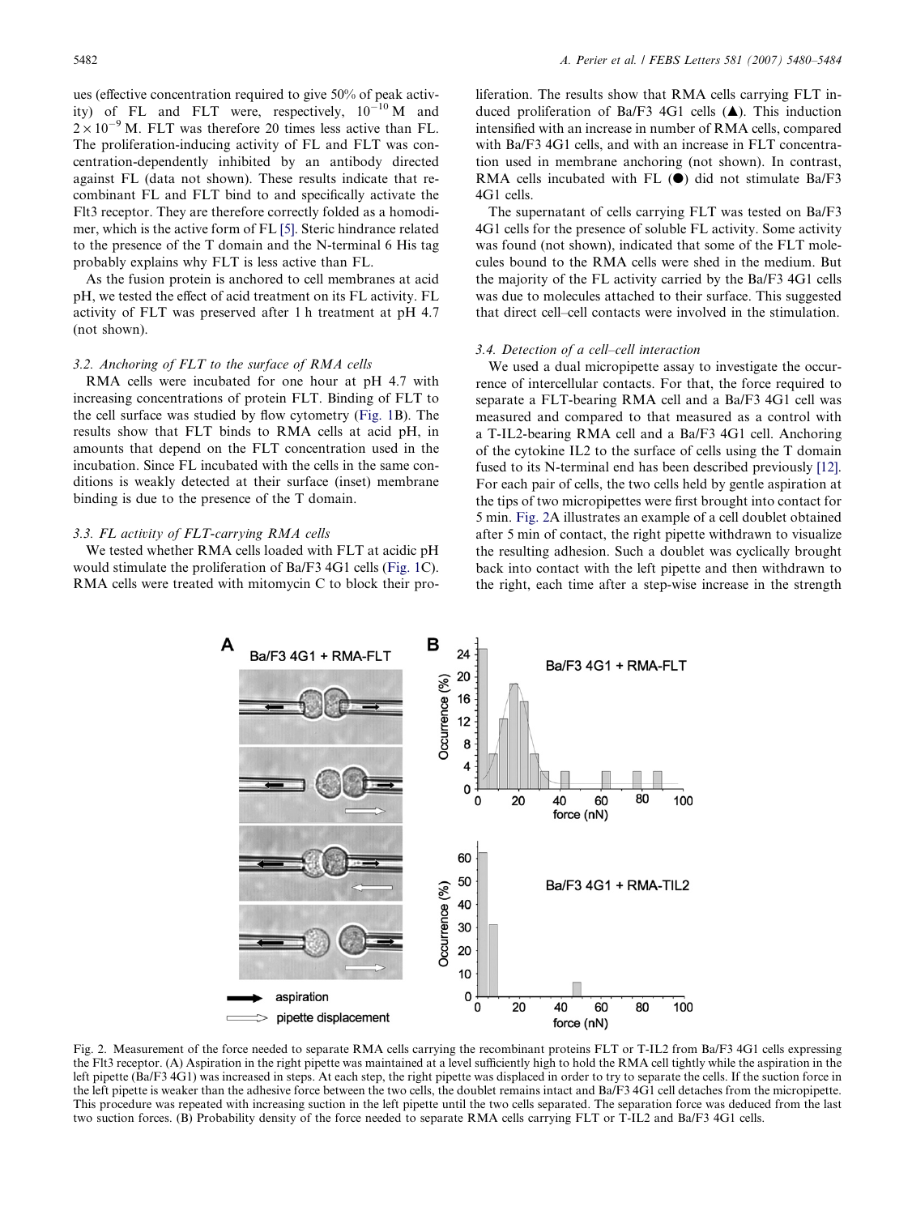ues (effective concentration required to give 50% of peak activity) of FL and FLT were, respectively, $10^{-10}$ M and $2 \times 10^{-9}$ M. FLT was therefore 20 times less active than FL. The proliferation-inducing activity of FL and FLT was concentration-dependently inhibited by an antibody directed against FL (data not shown). These results indicate that recombinant FL and FLT bind to and specifically activate the Flt3 receptor. They are therefore correctly folded as a homodimer, which is the active form of FL [5]. Steric hindrance related to the presence of the T domain and the N-terminal 6 His tag probably explains why FLT is less active than FL.

As the fusion protein is anchored to cell membranes at acid pH, we tested the effect of acid treatment on its FL activity. FL activity of FLT was preserved after 1 h treatment at pH 4.7 (not shown).

### 3.2. Anchoring of FLT to the surface of RMA cells

RMA cells were incubated for one hour at pH 4.7 with increasing concentrations of protein FLT. Binding of FLT to the cell surface was studied by flow cytometry (Fig. 1B). The results show that FLT binds to RMA cells at acid pH, in amounts that depend on the FLT concentration used in the incubation. Since FL incubated with the cells in the same conditions is weakly detected at their surface (inset) membrane binding is due to the presence of the T domain.

### 3.3. FL activity of FLT-carrying RMA cells

We tested whether RMA cells loaded with FLT at acidic pH would stimulate the proliferation of Ba/F3 4G1 cells (Fig. 1C). RMA cells were treated with mitomycin C to block their proliferation. The results show that RMA cells carrying FLT induced proliferation of Ba/F3 4G1 cells (▲). This induction intensified with an increase in number of RMA cells, compared with Ba/F3 4G1 cells, and with an increase in FLT concentration used in membrane anchoring (not shown). In contrast, RMA cells incubated with FL (●) did not stimulate Ba/F3 4G1 cells.

The supernatant of cells carrying FLT was tested on Ba/F3 4G1 cells for the presence of soluble FL activity. Some activity was found (not shown), indicated that some of the FLT molecules bound to the RMA cells were shed in the medium. But the majority of the FL activity carried by the Ba/F3 4G1 cells was due to molecules attached to their surface. This suggested that direct cell–cell contacts were involved in the stimulation.

### 3.4. Detection of a cell–cell interaction

We used a dual micropipette assay to investigate the occurrence of intercellular contacts. For that, the force required to separate a FLT-bearing RMA cell and a Ba/F3 4G1 cell was measured and compared to that measured as a control with a T-IL2-bearing RMA cell and a Ba/F3 4G1 cell. Anchoring of the cytokine IL2 to the surface of cells using the T domain fused to its N-terminal end has been described previously [12]. For each pair of cells, the two cells held by gentle aspiration at the tips of two micropipettes were first brought into contact for 5 min. Fig. 2A illustrates an example of a cell doublet obtained after 5 min of contact, the right pipette withdrawn to visualize the resulting adhesion. Such a doublet was cyclically brought back into contact with the left pipette and then withdrawn to the right, each time after a step-wise increase in the strength

Fig. 2. Measurement of the force needed to separate RMA cells carrying the recombinant proteins FLT or T-IL2 from Ba/F3 4G1 cells expressing the Flt3 receptor. (A) Aspiration in the right pipette was maintained at a level sufficiently high to hold the RMA cell tightly while the aspiration in the left pipette (Ba/F3 4G1) was increased in steps. At each step, the right pipette was displaced in order to try to separate the cells. If the suction force in the left pipette is weaker than the adhesive force between the two cells, the doublet remains intact and Ba/F3 4G1 cell detaches from the micropipette. This procedure was repeated with increasing suction in the left pipette until the two cells separated. The separation force was deduced from the last two suction forces. (B) Probability density of the force needed to separate RMA cells carrying FLT or T-IL2 and Ba/F3 4G1 cells.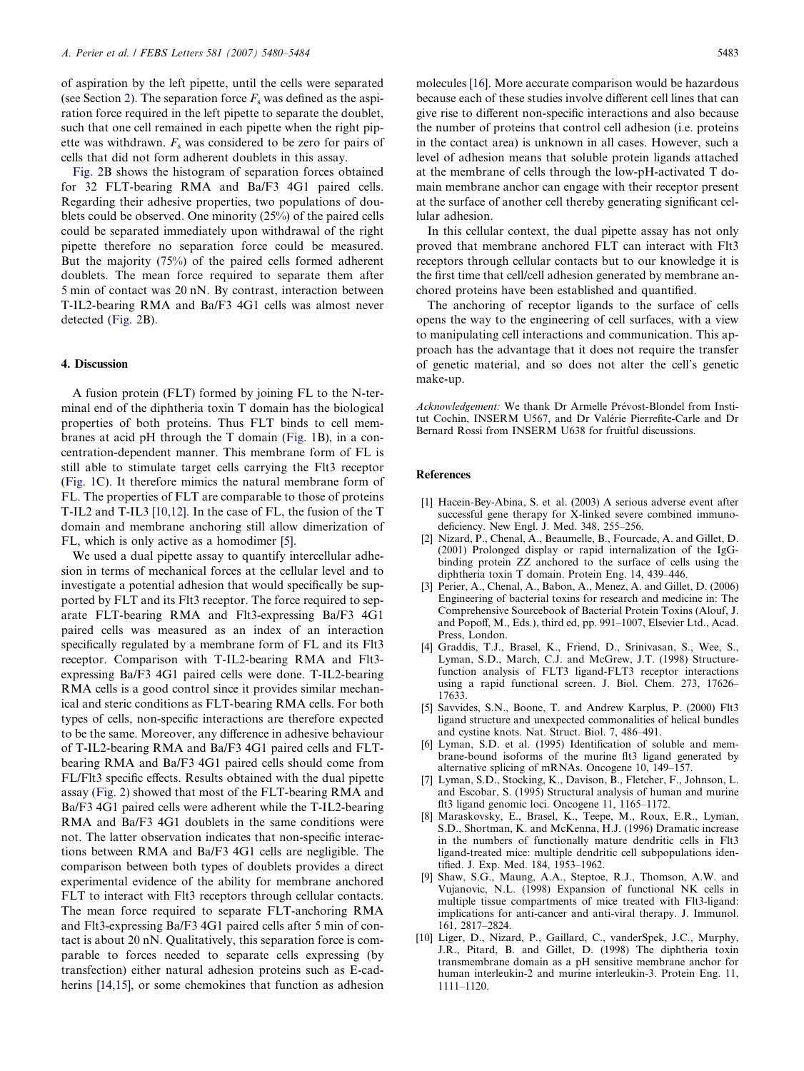of aspiration by the left pipette, until the cells were separated (see Section 2). The separation force $F_s$ was defined as the aspiration force required in the left pipette to separate the doublet, such that one cell remained in each pipette when the right pipette was withdrawn. $F_s$ was considered to be zero for pairs of cells that did not form adherent doublets in this assay.

Fig. 2B shows the histogram of separation forces obtained for 32 FLT-bearing RMA and Ba/F3 4G1 paired cells. Regarding their adhesive properties, two populations of doublets could be observed. One minority (25%) of the paired cells could be separated immediately upon withdrawal of the right pipette therefore no separation force could be measured. But the majority (75%) of the paired cells formed adherent doublets. The mean force required to separate them after 5 min of contact was 20 nN. By contrast, interaction between T-IL2-bearing RMA and Ba/F3 4G1 cells was almost never detected (Fig. 2B).

## 4. Discussion

A fusion protein (FLT) formed by joining FL to the N-terminal end of the diphtheria toxin T domain has the biological properties of both proteins. Thus FLT binds to cell membranes at acid pH through the T domain (Fig. 1B), in a concentration-dependent manner. This membrane form of FL is still able to stimulate target cells carrying the Flt3 receptor (Fig. 1C). It therefore mimics the natural membrane form of FL. The properties of FLT are comparable to those of proteins T-IL2 and T-IL3 [10,12]. In the case of FL, the fusion of the T domain and membrane anchoring still allow dimerization of FL, which is only active as a homodimer [5].

We used a dual pipette assay to quantify intercellular adhesion in terms of mechanical forces at the cellular level and to investigate a potential adhesion that would specifically be supported by FLT and its Flt3 receptor. The force required to separate FLT-bearing RMA and Flt3-expressing Ba/F3 4G1 paired cells was measured as an index of an interaction specifically regulated by a membrane form of FL and its Flt3 receptor. Comparison with T-IL2-bearing RMA and Flt3-expressing Ba/F3 4G1 paired cells were done. T-IL2-bearing RMA cells is a good control since it provides similar mechanical and steric conditions as FLT-bearing RMA cells. For both types of cells, non-specific interactions are therefore expected to be the same. Moreover, any difference in adhesive behaviour of T-IL2-bearing RMA and Ba/F3 4G1 paired cells and FLT-bearing RMA and Ba/F3 4G1 paired cells should come from FL/Flt3 specific effects. Results obtained with the dual pipette assay (Fig. 2) showed that most of the FLT-bearing RMA and Ba/F3 4G1 paired cells were adherent while the T-IL2-bearing RMA and Ba/F3 4G1 doublets in the same conditions were not. The latter observation indicates that non-specific interactions between RMA and Ba/F3 4G1 cells are negligible. The comparison between both types of doublets provides a direct experimental evidence of the ability for membrane anchored FLT to interact with Flt3 receptors through cellular contacts. The mean force required to separate FLT-anchoring RMA and Flt3-expressing Ba/F3 4G1 paired cells after 5 min of contact is about 20 nN. Qualitatively, this separation force is comparable to forces needed to separate cells expressing (by transfection) either natural adhesion proteins such as E-cadherins [14,15], or some chemokines that function as adhesion molecules [16]. More accurate comparison would be hazardous because each of these studies involve different cell lines that can give rise to different non-specific interactions and also because the number of proteins that control cell adhesion (i.e. proteins in the contact area) is unknown in all cases. However, such a level of adhesion means that soluble protein ligands attached at the membrane of cells through the low-pH-activated T domain membrane anchor can engage with their receptor present at the surface of another cell thereby generating significant cellular adhesion.

In this cellular context, the dual pipette assay has not only proved that membrane anchored FLT can interact with Flt3 receptors through cellular contacts but to our knowledge it is the first time that cell/cell adhesion generated by membrane anchored proteins have been established and quantified.

The anchoring of receptor ligands to the surface of cells opens the way to the engineering of cell surfaces, with a view to manipulating cell interactions and communication. This approach has the advantage that it does not require the transfer of genetic material, and so does not alter the cell's genetic make-up.

*Acknowledgement:* We thank Dr Armelle Prévost-Blondel from Institut Cochin, INSERM U567, and Dr Valérie Pierrefite-Carle and Dr Bernard Rossi from INSERM U638 for fruitful discussions.

## References

[1] Hacein-Bey-Abina, S. et al. (2003) A serious adverse event after successful gene therapy for X-linked severe combined immunodeficiency. New Engl. J. Med. 348, 255–256.

[2] Nizard, P., Chenal, A., Beaumelle, B., Fourcade, A. and Gillet, D. (2001) Prolonged display or rapid internalization of the IgG-binding protein ZZ anchored to the surface of cells using the diphtheria toxin T domain. Protein Eng. 14, 439–446.

[3] Perier, A., Chenal, A., Babon, A., Menez, A. and Gillet, D. (2006) Engineering of bacterial toxins for research and medicine in: The Comprehensive Sourcebook of Bacterial Protein Toxins (Alouf, J. and Popoff, M., Eds.), third ed, pp. 991–1007, Elsevier Ltd., Acad. Press, London.

[4] Graddis, T.J., Brasel, K., Friend, D., Srinivasan, S., Wee, S., Lyman, S.D., March, C.J. and McGrew, J.T. (1998) Structure-function analysis of FLT3 ligand-FLT3 receptor interactions using a rapid functional screen. J. Biol. Chem. 273, 17626–17633.

[5] Savvides, S.N., Boone, T. and Andrew Karplus, P. (2000) Flt3 ligand structure and unexpected commonalities of helical bundles and cystine knots. Nat. Struct. Biol. 7, 486–491.

[6] Lyman, S.D. et al. (1995) Identification of soluble and membrane-bound isoforms of the murine flt3 ligand generated by alternative splicing of mRNAs. Oncogene 10, 149–157.

[7] Lyman, S.D., Stocking, K., Davison, B., Fletcher, F., Johnson, L. and Escobar, S. (1995) Structural analysis of human and murine flt3 ligand genomic loci. Oncogene 11, 1165–1172.

[8] Maraskovsky, E., Brasel, K., Teepe, M., Roux, E.R., Lyman, S.D., Shortman, K. and McKenna, H.J. (1996) Dramatic increase in the numbers of functionally mature dendritic cells in Flt3 ligand-treated mice: multiple dendritic cell subpopulations identified. J. Exp. Med. 184, 1953–1962.

[9] Shaw, S.G., Maung, A.A., Steptoe, R.J., Thomson, A.W. and Vujanovic, N.L. (1998) Expansion of functional NK cells in multiple tissue compartments of mice treated with Flt3-ligand: implications for anti-cancer and anti-viral therapy. J. Immunol. 161, 2817–2824.

[10] Liger, D., Nizard, P., Gaillard, C., vanderSpek, J.C., Murphy, J.R., Pitard, B. and Gillet, D. (1998) The diphtheria toxin transmembrane domain as a pH sensitive membrane anchor for human interleukin-2 and murine interleukin-3. Protein Eng. 11, 1111–1120.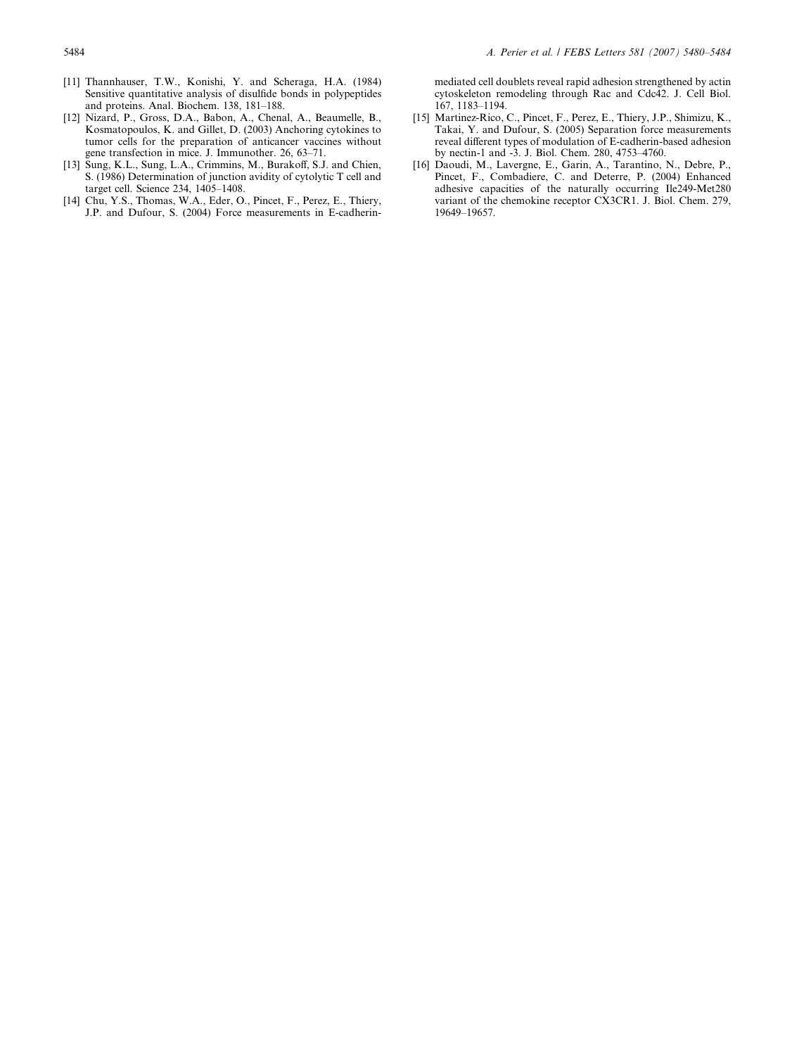[11] Thannhauser, T.W., Konishi, Y. and Scheraga, H.A. (1984) Sensitive quantitative analysis of disulfide bonds in polypeptides and proteins. Anal. Biochem. 138, 181–188.

[12] Nizard, P., Gross, D.A., Babon, A., Chenal, A., Beaumelle, B., Kosmatopoulos, K. and Gillet, D. (2003) Anchoring cytokines to tumor cells for the preparation of anticancer vaccines without gene transfection in mice. J. Immunother. 26, 63–71.

[13] Sung, K.L., Sung, L.A., Crimmins, M., Burakoff, S.J. and Chien, S. (1986) Determination of junction avidity of cytolytic T cell and target cell. Science 234, 1405–1408.

[14] Chu, Y.S., Thomas, W.A., Eder, O., Pincet, F., Perez, E., Thiery, J.P. and Dufour, S. (2004) Force measurements in E-cadherin-mediated cell doublets reveal rapid adhesion strengthened by actin cytoskeleton remodeling through Rac and Cdc42. J. Cell Biol. 167, 1183–1194.

[15] Martinez-Rico, C., Pincet, F., Perez, E., Thiery, J.P., Shimizu, K., Takai, Y. and Dufour, S. (2005) Separation force measurements reveal different types of modulation of E-cadherin-based adhesion by nectin-1 and -3. J. Biol. Chem. 280, 4753–4760.

[16] Daoudi, M., Lavergne, E., Garin, A., Tarantino, N., Debre, P., Pincet, F., Combadiere, C. and Deterre, P. (2004) Enhanced adhesive capacities of the naturally occurring Ile249-Met280 variant of the chemokine receptor CX3CR1. J. Biol. Chem. 279, 19649–19657.